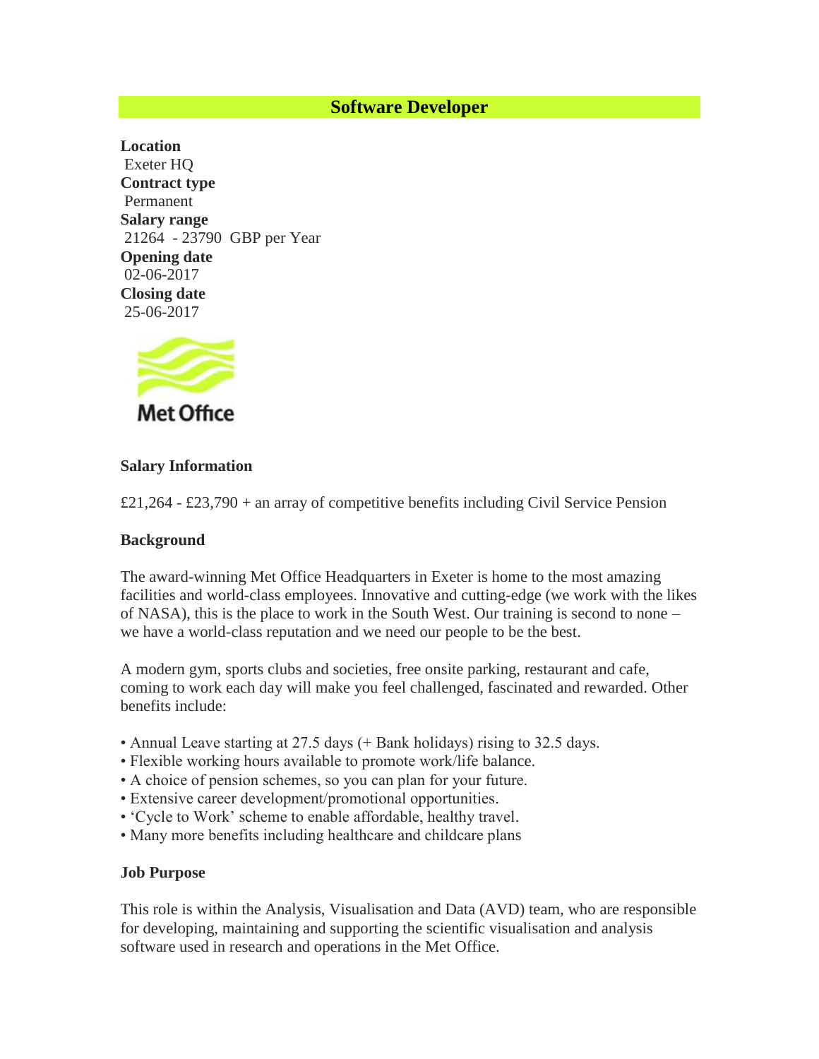# Software Developer

**Location**
Exeter HQ
**Contract type**
Permanent
**Salary range**
21264 - 23790 GBP per Year
**Opening date**
02-06-2017
**Closing date**
25-06-2017

Met Office

**Salary Information**

£21,264 - £23,790 + an array of competitive benefits including Civil Service Pension

**Background**

The award-winning Met Office Headquarters in Exeter is home to the most amazing facilities and world-class employees. Innovative and cutting-edge (we work with the likes of NASA), this is the place to work in the South West. Our training is second to none – we have a world-class reputation and we need our people to be the best.

A modern gym, sports clubs and societies, free onsite parking, restaurant and cafe, coming to work each day will make you feel challenged, fascinated and rewarded. Other benefits include:

- Annual Leave starting at 27.5 days (+ Bank holidays) rising to 32.5 days.
- Flexible working hours available to promote work/life balance.
- A choice of pension schemes, so you can plan for your future.
- Extensive career development/promotional opportunities.
- 'Cycle to Work' scheme to enable affordable, healthy travel.
- Many more benefits including healthcare and childcare plans

**Job Purpose**

This role is within the Analysis, Visualisation and Data (AVD) team, who are responsible for developing, maintaining and supporting the scientific visualisation and analysis software used in research and operations in the Met Office.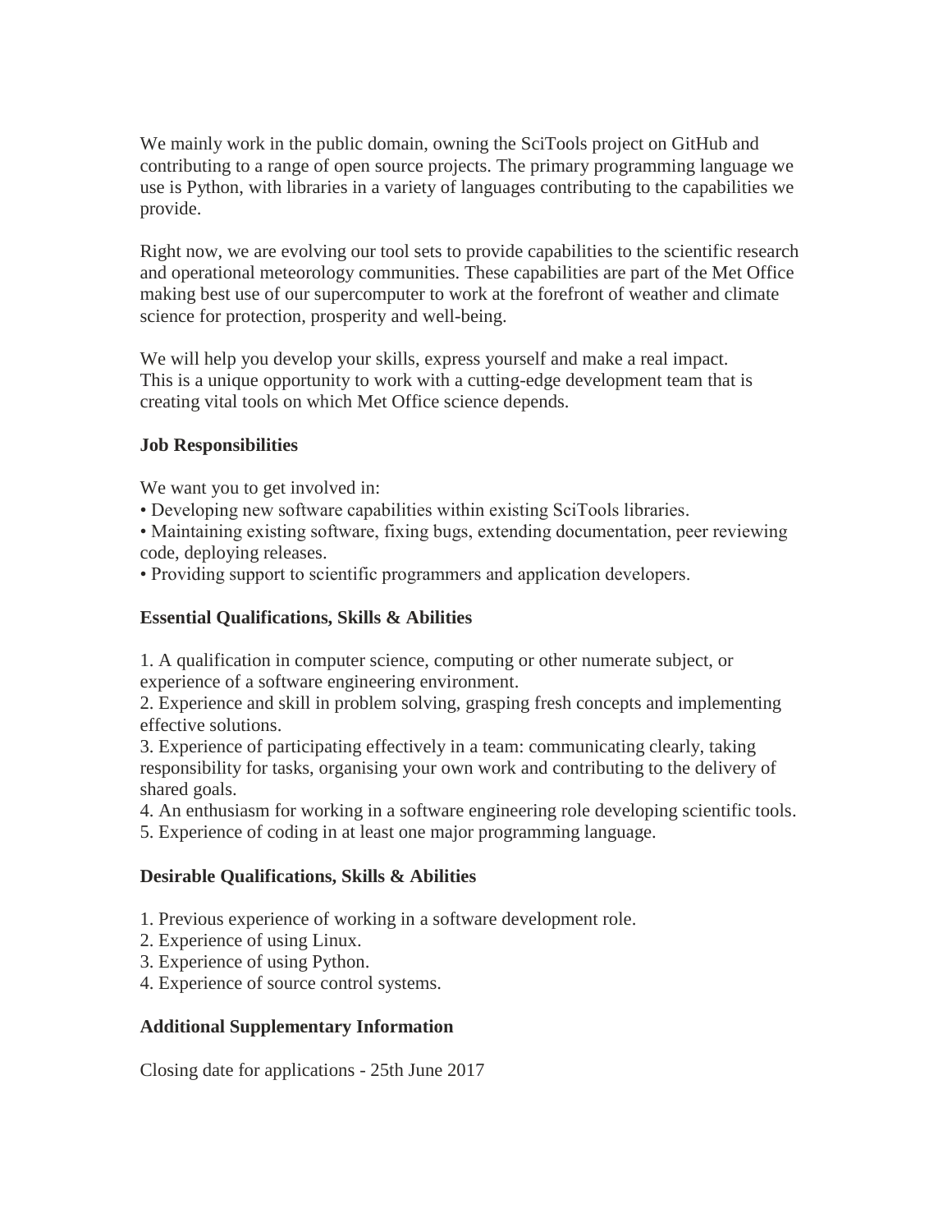We mainly work in the public domain, owning the SciTools project on GitHub and contributing to a range of open source projects. The primary programming language we use is Python, with libraries in a variety of languages contributing to the capabilities we provide.

Right now, we are evolving our tool sets to provide capabilities to the scientific research and operational meteorology communities. These capabilities are part of the Met Office making best use of our supercomputer to work at the forefront of weather and climate science for protection, prosperity and well-being.

We will help you develop your skills, express yourself and make a real impact.
This is a unique opportunity to work with a cutting-edge development team that is creating vital tools on which Met Office science depends.

**Job Responsibilities**

We want you to get involved in:
• Developing new software capabilities within existing SciTools libraries.
• Maintaining existing software, fixing bugs, extending documentation, peer reviewing code, deploying releases.
• Providing support to scientific programmers and application developers.

**Essential Qualifications, Skills & Abilities**

1. A qualification in computer science, computing or other numerate subject, or experience of a software engineering environment.
2. Experience and skill in problem solving, grasping fresh concepts and implementing effective solutions.
3. Experience of participating effectively in a team: communicating clearly, taking responsibility for tasks, organising your own work and contributing to the delivery of shared goals.
4. An enthusiasm for working in a software engineering role developing scientific tools.
5. Experience of coding in at least one major programming language.

**Desirable Qualifications, Skills & Abilities**

1. Previous experience of working in a software development role.
2. Experience of using Linux.
3. Experience of using Python.
4. Experience of source control systems.

**Additional Supplementary Information**

Closing date for applications - 25th June 2017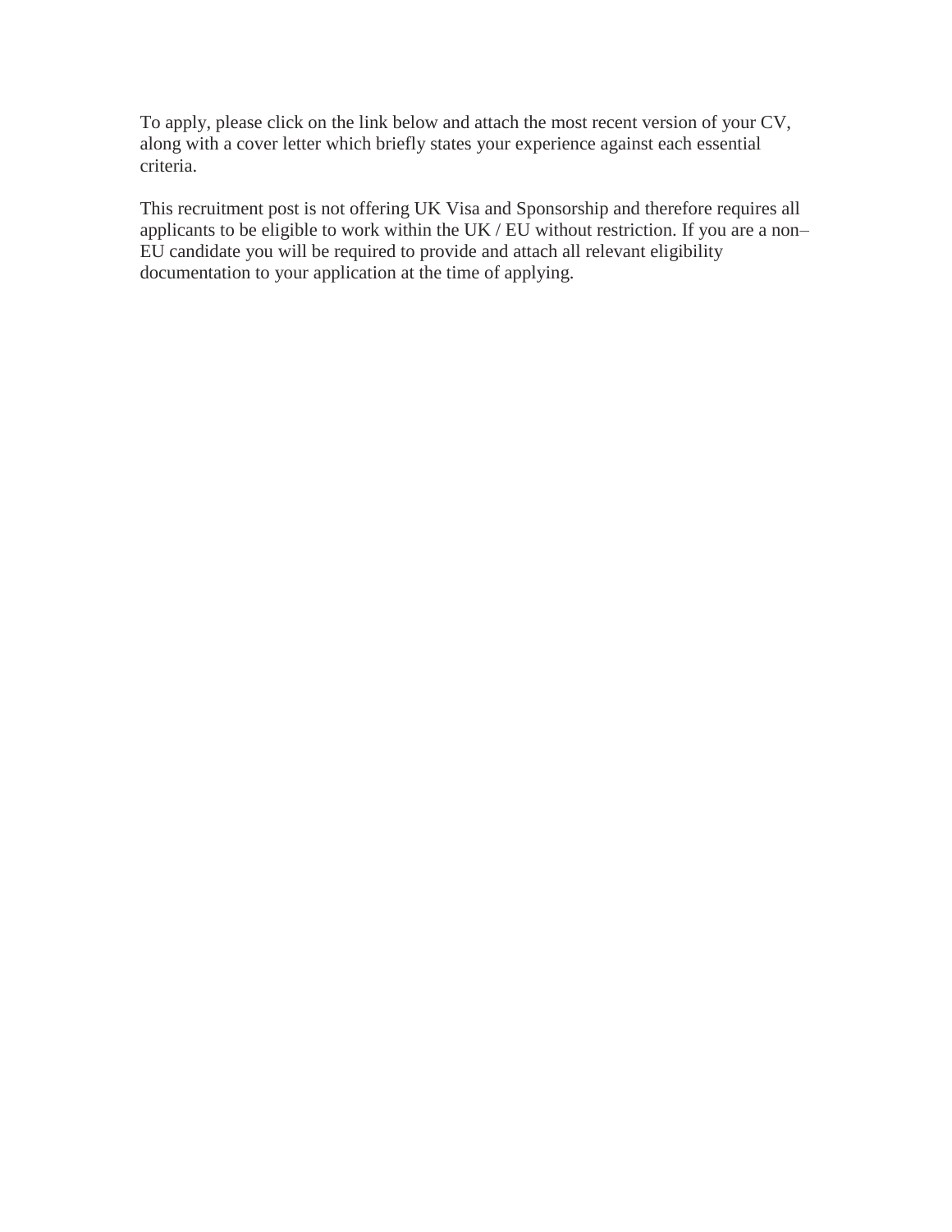To apply, please click on the link below and attach the most recent version of your CV, along with a cover letter which briefly states your experience against each essential criteria.

This recruitment post is not offering UK Visa and Sponsorship and therefore requires all applicants to be eligible to work within the UK / EU without restriction. If you are a non–EU candidate you will be required to provide and attach all relevant eligibility documentation to your application at the time of applying.